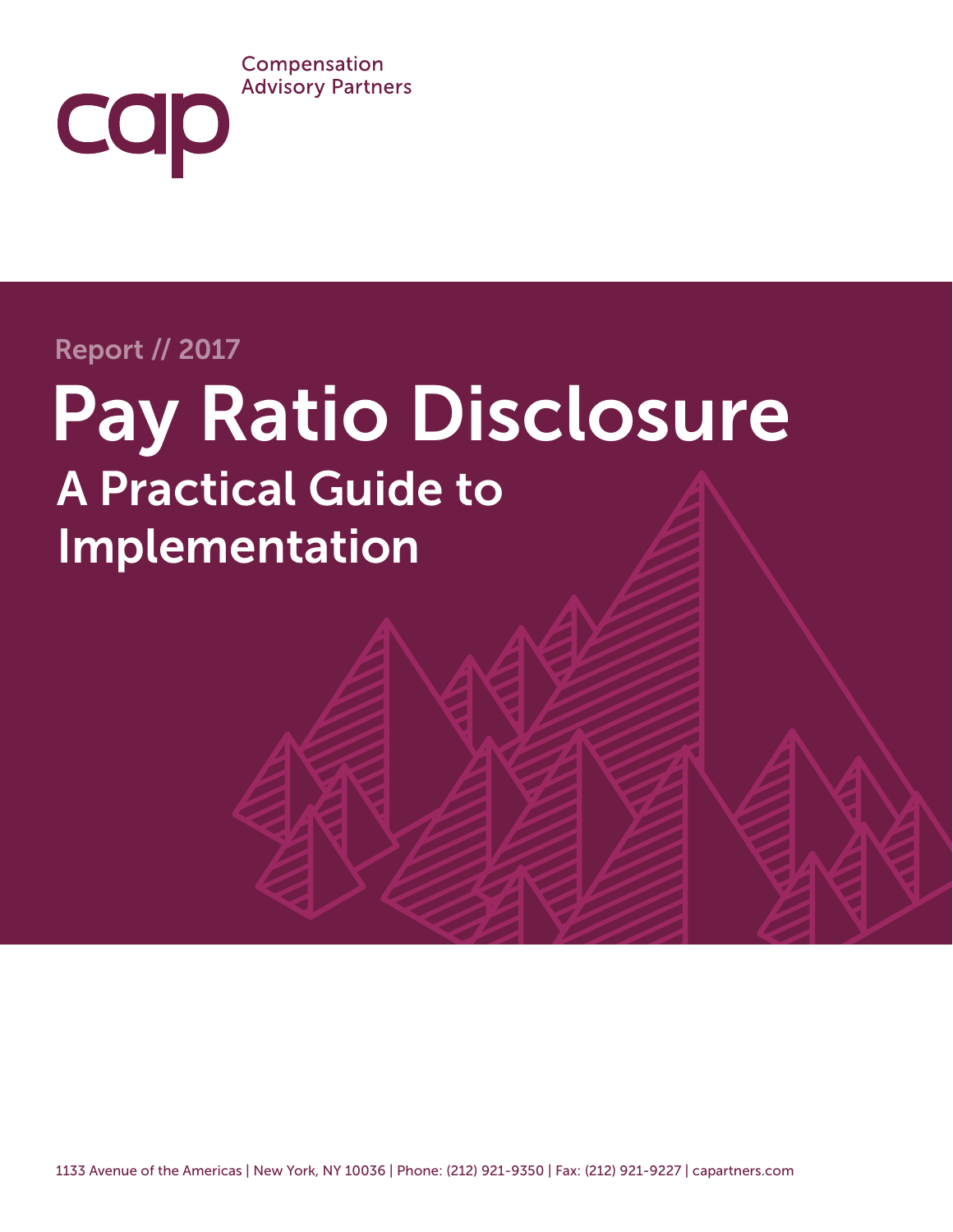Compensation Advisory Partners

cap

Report // 2017

# Pay Ratio Disclosure

## A Practical Guide to Implementation

1133 Avenue of the Americas | New York, NY 10036 | Phone: (212) 921-9350 | Fax: (212) 921-9227 | capartners.com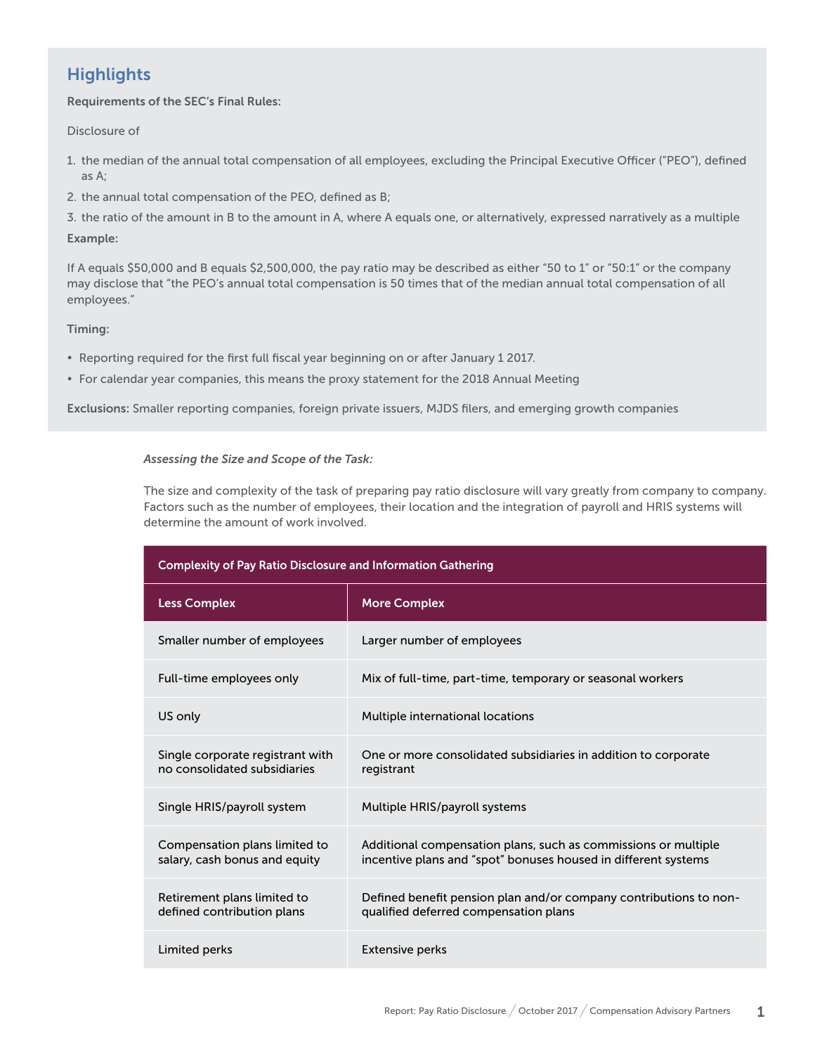## Highlights

**Requirements of the SEC's Final Rules:**

Disclosure of

1. the median of the annual total compensation of all employees, excluding the Principal Executive Officer ("PEO"), defined as A;
2. the annual total compensation of the PEO, defined as B;
3. the ratio of the amount in B to the amount in A, where A equals one, or alternatively, expressed narratively as a multiple

**Example:**

If A equals $50,000 and B equals $2,500,000, the pay ratio may be described as either "50 to 1" or "50:1" or the company may disclose that "the PEO's annual total compensation is 50 times that of the median annual total compensation of all employees."

**Timing:**

- Reporting required for the first full fiscal year beginning on or after January 1 2017.
- For calendar year companies, this means the proxy statement for the 2018 Annual Meeting

**Exclusions:** Smaller reporting companies, foreign private issuers, MJDS filers, and emerging growth companies

*Assessing the Size and Scope of the Task:*

The size and complexity of the task of preparing pay ratio disclosure will vary greatly from company to company. Factors such as the number of employees, their location and the integration of payroll and HRIS systems will determine the amount of work involved.

| Complexity of Pay Ratio Disclosure and Information Gathering | |
|---|---|
| **Less Complex** | **More Complex** |
| Smaller number of employees | Larger number of employees |
| Full-time employees only | Mix of full-time, part-time, temporary or seasonal workers |
| US only | Multiple international locations |
| Single corporate registrant with no consolidated subsidiaries | One or more consolidated subsidiaries in addition to corporate registrant |
| Single HRIS/payroll system | Multiple HRIS/payroll systems |
| Compensation plans limited to salary, cash bonus and equity | Additional compensation plans, such as commissions or multiple incentive plans and "spot" bonuses housed in different systems |
| Retirement plans limited to defined contribution plans | Defined benefit pension plan and/or company contributions to non-qualified deferred compensation plans |
| Limited perks | Extensive perks |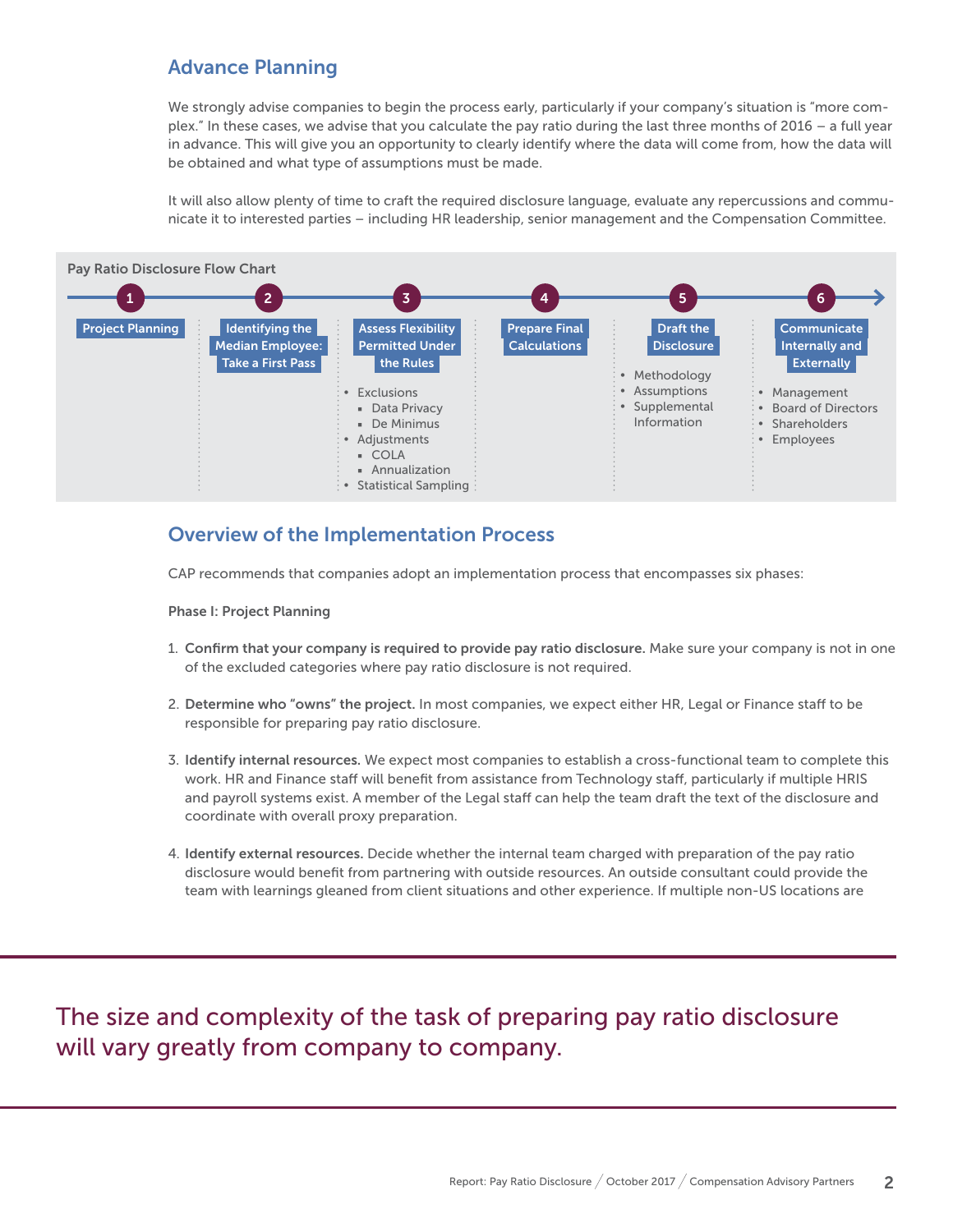## Advance Planning

We strongly advise companies to begin the process early, particularly if your company's situation is "more complex." In these cases, we advise that you calculate the pay ratio during the last three months of 2016 – a full year in advance. This will give you an opportunity to clearly identify where the data will come from, how the data will be obtained and what type of assumptions must be made.

It will also allow plenty of time to craft the required disclosure language, evaluate any repercussions and communicate it to interested parties – including HR leadership, senior management and the Compensation Committee.

**Pay Ratio Disclosure Flow Chart**

1. **Project Planning**
2. **Identifying the Median Employee: Take a First Pass**
3. **Assess Flexibility Permitted Under the Rules**
   - Exclusions
     - Data Privacy
     - De Minimus
   - Adjustments
     - COLA
     - Annualization
   - Statistical Sampling
4. **Prepare Final Calculations**
5. **Draft the Disclosure**
   - Methodology
   - Assumptions
   - Supplemental Information
6. **Communicate Internally and Externally**
   - Management
   - Board of Directors
   - Shareholders
   - Employees

## Overview of the Implementation Process

CAP recommends that companies adopt an implementation process that encompasses six phases:

**Phase I: Project Planning**

1. **Confirm that your company is required to provide pay ratio disclosure.** Make sure your company is not in one of the excluded categories where pay ratio disclosure is not required.
2. **Determine who "owns" the project.** In most companies, we expect either HR, Legal or Finance staff to be responsible for preparing pay ratio disclosure.
3. **Identify internal resources.** We expect most companies to establish a cross-functional team to complete this work. HR and Finance staff will benefit from assistance from Technology staff, particularly if multiple HRIS and payroll systems exist. A member of the Legal staff can help the team draft the text of the disclosure and coordinate with overall proxy preparation.
4. **Identify external resources.** Decide whether the internal team charged with preparation of the pay ratio disclosure would benefit from partnering with outside resources. An outside consultant could provide the team with learnings gleaned from client situations and other experience. If multiple non-US locations are

> The size and complexity of the task of preparing pay ratio disclosure will vary greatly from company to company.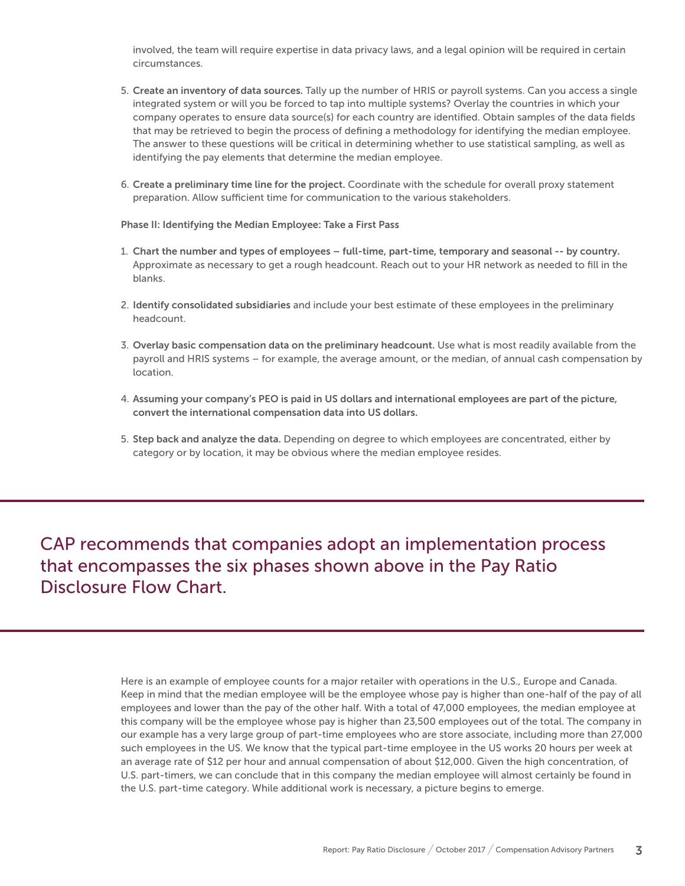involved, the team will require expertise in data privacy laws, and a legal opinion will be required in certain circumstances.

5. **Create an inventory of data sources.** Tally up the number of HRIS or payroll systems. Can you access a single integrated system or will you be forced to tap into multiple systems? Overlay the countries in which your company operates to ensure data source(s) for each country are identified. Obtain samples of the data fields that may be retrieved to begin the process of defining a methodology for identifying the median employee. The answer to these questions will be critical in determining whether to use statistical sampling, as well as identifying the pay elements that determine the median employee.

6. **Create a preliminary time line for the project.** Coordinate with the schedule for overall proxy statement preparation. Allow sufficient time for communication to the various stakeholders.

**Phase II: Identifying the Median Employee: Take a First Pass**

1. **Chart the number and types of employees – full-time, part-time, temporary and seasonal -- by country.** Approximate as necessary to get a rough headcount. Reach out to your HR network as needed to fill in the blanks.

2. **Identify consolidated subsidiaries** and include your best estimate of these employees in the preliminary headcount.

3. **Overlay basic compensation data on the preliminary headcount.** Use what is most readily available from the payroll and HRIS systems – for example, the average amount, or the median, of annual cash compensation by location.

4. **Assuming your company's PEO is paid in US dollars and international employees are part of the picture, convert the international compensation data into US dollars.**

5. **Step back and analyze the data.** Depending on degree to which employees are concentrated, either by category or by location, it may be obvious where the median employee resides.

## CAP recommends that companies adopt an implementation process that encompasses the six phases shown above in the Pay Ratio Disclosure Flow Chart.

Here is an example of employee counts for a major retailer with operations in the U.S., Europe and Canada. Keep in mind that the median employee will be the employee whose pay is higher than one-half of the pay of all employees and lower than the pay of the other half. With a total of 47,000 employees, the median employee at this company will be the employee whose pay is higher than 23,500 employees out of the total. The company in our example has a very large group of part-time employees who are store associate, including more than 27,000 such employees in the US. We know that the typical part-time employee in the US works 20 hours per week at an average rate of $12 per hour and annual compensation of about $12,000. Given the high concentration, of U.S. part-timers, we can conclude that in this company the median employee will almost certainly be found in the U.S. part-time category. While additional work is necessary, a picture begins to emerge.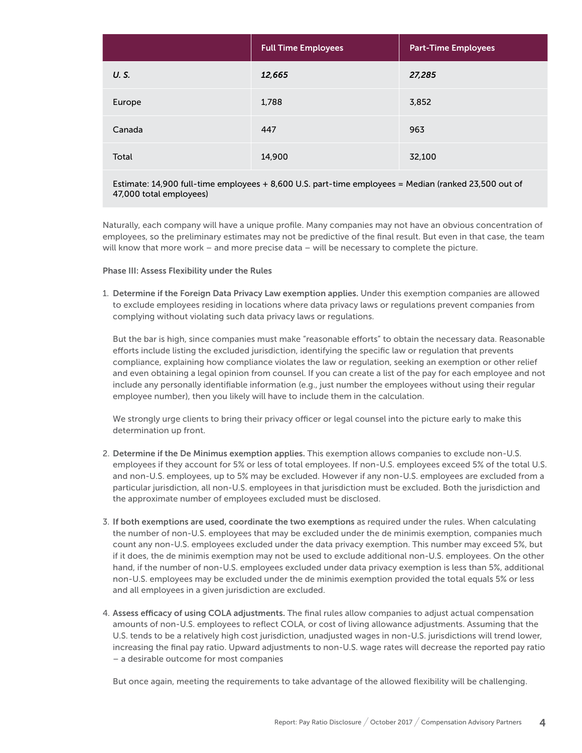| | Full Time Employees | Part-Time Employees |
|---|---|---|
| ***U. S.*** | ***12,665*** | ***27,285*** |
| Europe | 1,788 | 3,852 |
| Canada | 447 | 963 |
| Total | 14,900 | 32,100 |

Estimate: 14,900 full-time employees + 8,600 U.S. part-time employees = Median (ranked 23,500 out of 47,000 total employees)

Naturally, each company will have a unique profile. Many companies may not have an obvious concentration of employees, so the preliminary estimates may not be predictive of the final result. But even in that case, the team will know that more work – and more precise data – will be necessary to complete the picture.

**Phase III: Assess Flexibility under the Rules**

1. **Determine if the Foreign Data Privacy Law exemption applies.** Under this exemption companies are allowed to exclude employees residing in locations where data privacy laws or regulations prevent companies from complying without violating such data privacy laws or regulations.

   But the bar is high, since companies must make "reasonable efforts" to obtain the necessary data. Reasonable efforts include listing the excluded jurisdiction, identifying the specific law or regulation that prevents compliance, explaining how compliance violates the law or regulation, seeking an exemption or other relief and even obtaining a legal opinion from counsel. If you can create a list of the pay for each employee and not include any personally identifiable information (e.g., just number the employees without using their regular employee number), then you likely will have to include them in the calculation.

   We strongly urge clients to bring their privacy officer or legal counsel into the picture early to make this determination up front.

2. **Determine if the De Minimus exemption applies.** This exemption allows companies to exclude non-U.S. employees if they account for 5% or less of total employees. If non-U.S. employees exceed 5% of the total U.S. and non-U.S. employees, up to 5% may be excluded. However if any non-U.S. employees are excluded from a particular jurisdiction, all non-U.S. employees in that jurisdiction must be excluded. Both the jurisdiction and the approximate number of employees excluded must be disclosed.

3. **If both exemptions are used, coordinate the two exemptions** as required under the rules. When calculating the number of non-U.S. employees that may be excluded under the de minimis exemption, companies much count any non-U.S. employees excluded under the data privacy exemption. This number may exceed 5%, but if it does, the de minimis exemption may not be used to exclude additional non-U.S. employees. On the other hand, if the number of non-U.S. employees excluded under data privacy exemption is less than 5%, additional non-U.S. employees may be excluded under the de minimis exemption provided the total equals 5% or less and all employees in a given jurisdiction are excluded.

4. **Assess efficacy of using COLA adjustments.** The final rules allow companies to adjust actual compensation amounts of non-U.S. employees to reflect COLA, or cost of living allowance adjustments. Assuming that the U.S. tends to be a relatively high cost jurisdiction, unadjusted wages in non-U.S. jurisdictions will trend lower, increasing the final pay ratio. Upward adjustments to non-U.S. wage rates will decrease the reported pay ratio – a desirable outcome for most companies

   But once again, meeting the requirements to take advantage of the allowed flexibility will be challenging.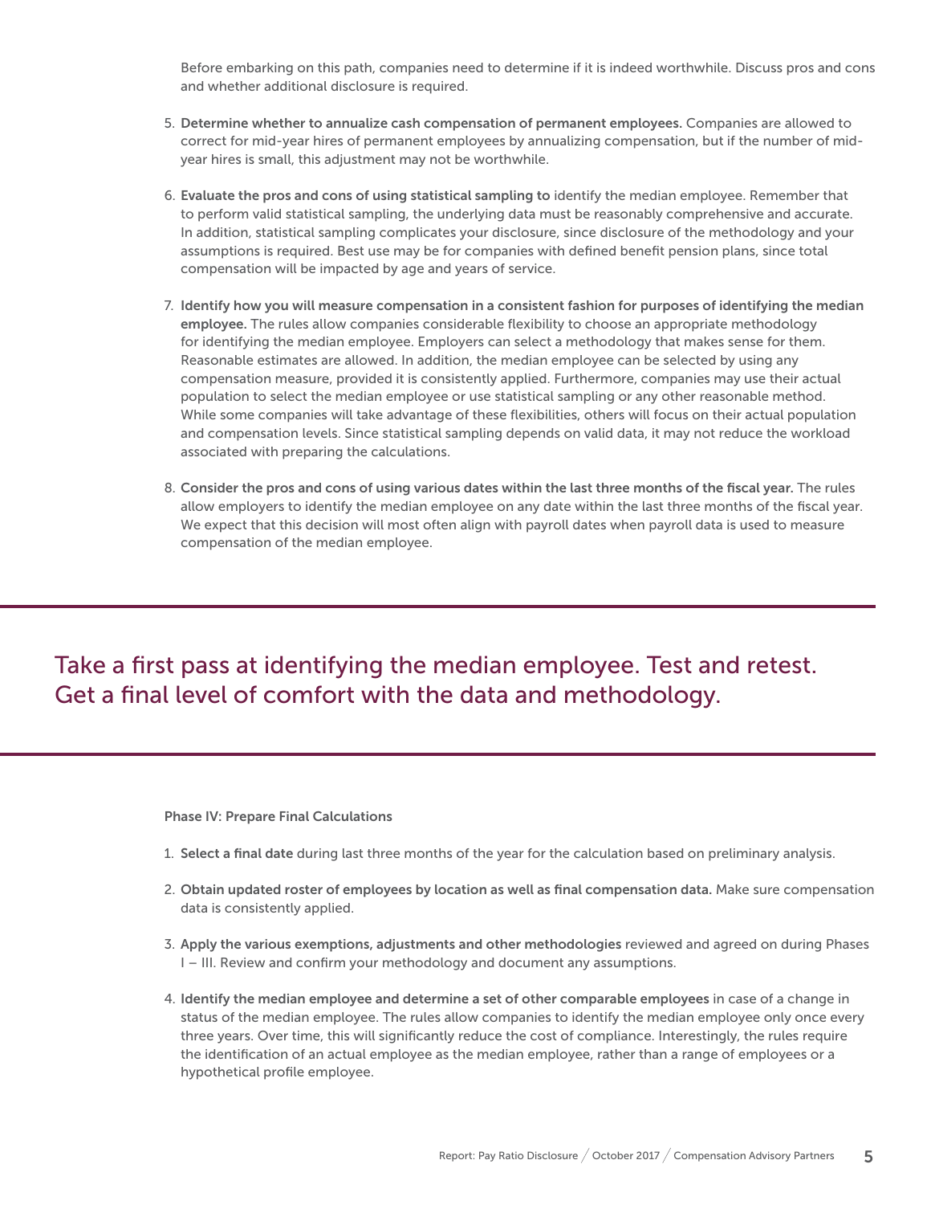Before embarking on this path, companies need to determine if it is indeed worthwhile. Discuss pros and cons and whether additional disclosure is required.

5. **Determine whether to annualize cash compensation of permanent employees.** Companies are allowed to correct for mid-year hires of permanent employees by annualizing compensation, but if the number of mid-year hires is small, this adjustment may not be worthwhile.

6. **Evaluate the pros and cons of using statistical sampling to** identify the median employee. Remember that to perform valid statistical sampling, the underlying data must be reasonably comprehensive and accurate. In addition, statistical sampling complicates your disclosure, since disclosure of the methodology and your assumptions is required. Best use may be for companies with defined benefit pension plans, since total compensation will be impacted by age and years of service.

7. **Identify how you will measure compensation in a consistent fashion for purposes of identifying the median employee.** The rules allow companies considerable flexibility to choose an appropriate methodology for identifying the median employee. Employers can select a methodology that makes sense for them. Reasonable estimates are allowed. In addition, the median employee can be selected by using any compensation measure, provided it is consistently applied. Furthermore, companies may use their actual population to select the median employee or use statistical sampling or any other reasonable method. While some companies will take advantage of these flexibilities, others will focus on their actual population and compensation levels. Since statistical sampling depends on valid data, it may not reduce the workload associated with preparing the calculations.

8. **Consider the pros and cons of using various dates within the last three months of the fiscal year.** The rules allow employers to identify the median employee on any date within the last three months of the fiscal year. We expect that this decision will most often align with payroll dates when payroll data is used to measure compensation of the median employee.

## Take a first pass at identifying the median employee. Test and retest. Get a final level of comfort with the data and methodology.

### Phase IV: Prepare Final Calculations

1. **Select a final date** during last three months of the year for the calculation based on preliminary analysis.

2. **Obtain updated roster of employees by location as well as final compensation data.** Make sure compensation data is consistently applied.

3. **Apply the various exemptions, adjustments and other methodologies** reviewed and agreed on during Phases I – III. Review and confirm your methodology and document any assumptions.

4. **Identify the median employee and determine a set of other comparable employees** in case of a change in status of the median employee. The rules allow companies to identify the median employee only once every three years. Over time, this will significantly reduce the cost of compliance. Interestingly, the rules require the identification of an actual employee as the median employee, rather than a range of employees or a hypothetical profile employee.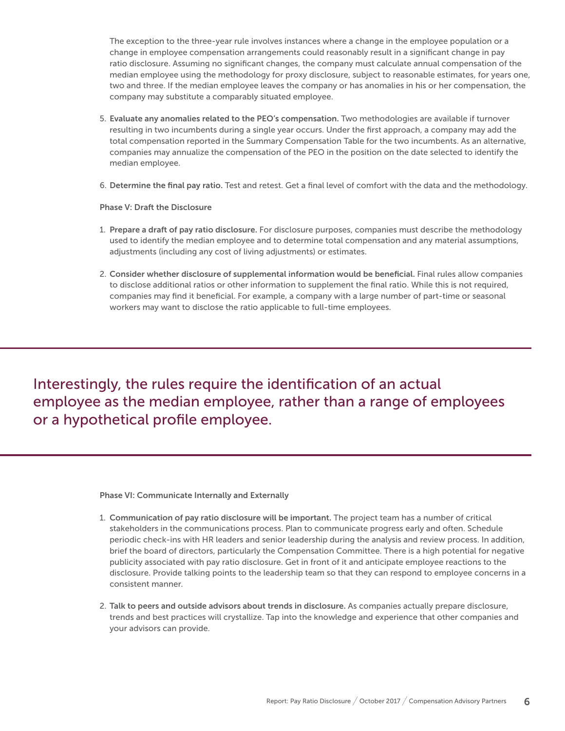The exception to the three-year rule involves instances where a change in the employee population or a change in employee compensation arrangements could reasonably result in a significant change in pay ratio disclosure. Assuming no significant changes, the company must calculate annual compensation of the median employee using the methodology for proxy disclosure, subject to reasonable estimates, for years one, two and three. If the median employee leaves the company or has anomalies in his or her compensation, the company may substitute a comparably situated employee.

5. **Evaluate any anomalies related to the PEO's compensation.** Two methodologies are available if turnover resulting in two incumbents during a single year occurs. Under the first approach, a company may add the total compensation reported in the Summary Compensation Table for the two incumbents. As an alternative, companies may annualize the compensation of the PEO in the position on the date selected to identify the median employee.

6. **Determine the final pay ratio.** Test and retest. Get a final level of comfort with the data and the methodology.

**Phase V: Draft the Disclosure**

1. **Prepare a draft of pay ratio disclosure.** For disclosure purposes, companies must describe the methodology used to identify the median employee and to determine total compensation and any material assumptions, adjustments (including any cost of living adjustments) or estimates.

2. **Consider whether disclosure of supplemental information would be beneficial.** Final rules allow companies to disclose additional ratios or other information to supplement the final ratio. While this is not required, companies may find it beneficial. For example, a company with a large number of part-time or seasonal workers may want to disclose the ratio applicable to full-time employees.

> Interestingly, the rules require the identification of an actual employee as the median employee, rather than a range of employees or a hypothetical profile employee.

**Phase VI: Communicate Internally and Externally**

1. **Communication of pay ratio disclosure will be important.** The project team has a number of critical stakeholders in the communications process. Plan to communicate progress early and often. Schedule periodic check-ins with HR leaders and senior leadership during the analysis and review process. In addition, brief the board of directors, particularly the Compensation Committee. There is a high potential for negative publicity associated with pay ratio disclosure. Get in front of it and anticipate employee reactions to the disclosure. Provide talking points to the leadership team so that they can respond to employee concerns in a consistent manner.

2. **Talk to peers and outside advisors about trends in disclosure.** As companies actually prepare disclosure, trends and best practices will crystallize. Tap into the knowledge and experience that other companies and your advisors can provide.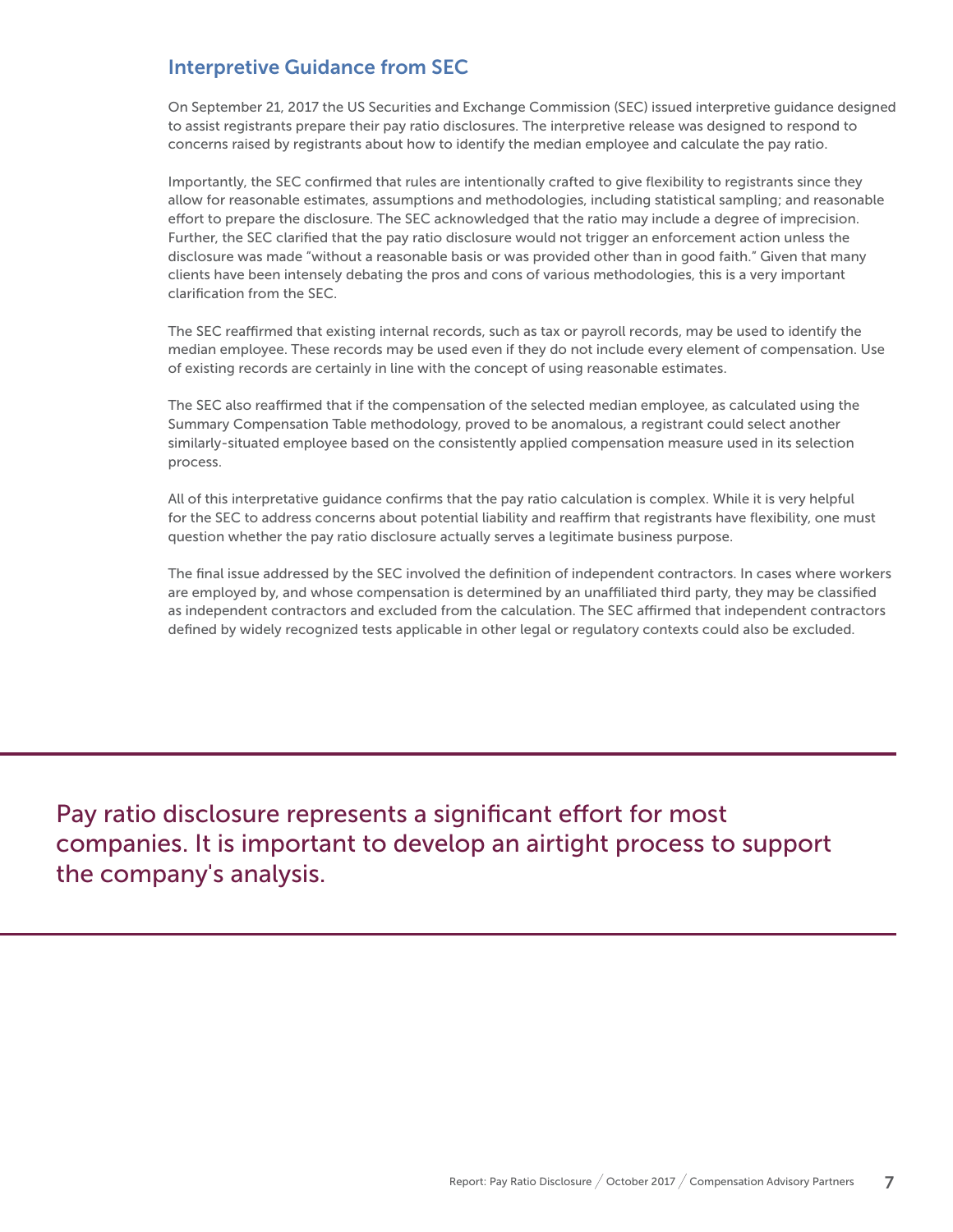## Interpretive Guidance from SEC

On September 21, 2017 the US Securities and Exchange Commission (SEC) issued interpretive guidance designed to assist registrants prepare their pay ratio disclosures. The interpretive release was designed to respond to concerns raised by registrants about how to identify the median employee and calculate the pay ratio.

Importantly, the SEC confirmed that rules are intentionally crafted to give flexibility to registrants since they allow for reasonable estimates, assumptions and methodologies, including statistical sampling; and reasonable effort to prepare the disclosure. The SEC acknowledged that the ratio may include a degree of imprecision. Further, the SEC clarified that the pay ratio disclosure would not trigger an enforcement action unless the disclosure was made "without a reasonable basis or was provided other than in good faith." Given that many clients have been intensely debating the pros and cons of various methodologies, this is a very important clarification from the SEC.

The SEC reaffirmed that existing internal records, such as tax or payroll records, may be used to identify the median employee. These records may be used even if they do not include every element of compensation. Use of existing records are certainly in line with the concept of using reasonable estimates.

The SEC also reaffirmed that if the compensation of the selected median employee, as calculated using the Summary Compensation Table methodology, proved to be anomalous, a registrant could select another similarly-situated employee based on the consistently applied compensation measure used in its selection process.

All of this interpretative guidance confirms that the pay ratio calculation is complex. While it is very helpful for the SEC to address concerns about potential liability and reaffirm that registrants have flexibility, one must question whether the pay ratio disclosure actually serves a legitimate business purpose.

The final issue addressed by the SEC involved the definition of independent contractors. In cases where workers are employed by, and whose compensation is determined by an unaffiliated third party, they may be classified as independent contractors and excluded from the calculation. The SEC affirmed that independent contractors defined by widely recognized tests applicable in other legal or regulatory contexts could also be excluded.

---

Pay ratio disclosure represents a significant effort for most companies. It is important to develop an airtight process to support the company's analysis.

---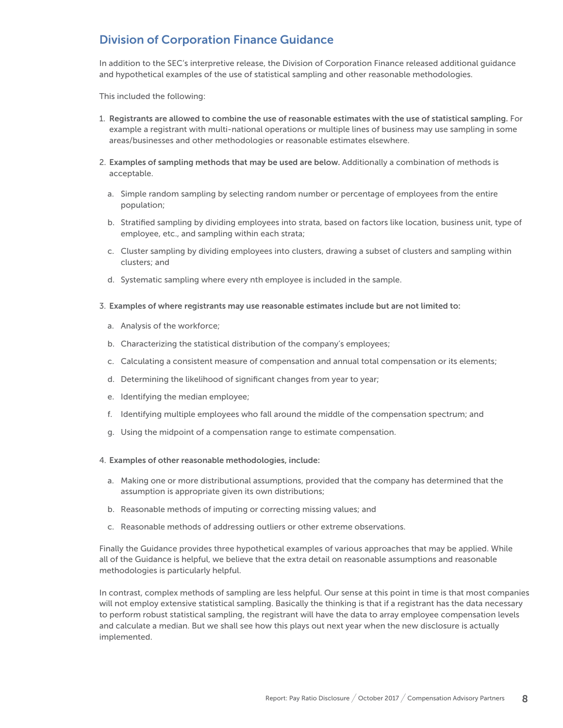## Division of Corporation Finance Guidance

In addition to the SEC's interpretive release, the Division of Corporation Finance released additional guidance and hypothetical examples of the use of statistical sampling and other reasonable methodologies.

This included the following:

1. **Registrants are allowed to combine the use of reasonable estimates with the use of statistical sampling.** For example a registrant with multi-national operations or multiple lines of business may use sampling in some areas/businesses and other methodologies or reasonable estimates elsewhere.

2. **Examples of sampling methods that may be used are below.** Additionally a combination of methods is acceptable.

   a. Simple random sampling by selecting random number or percentage of employees from the entire population;

   b. Stratified sampling by dividing employees into strata, based on factors like location, business unit, type of employee, etc., and sampling within each strata;

   c. Cluster sampling by dividing employees into clusters, drawing a subset of clusters and sampling within clusters; and

   d. Systematic sampling where every nth employee is included in the sample.

3. **Examples of where registrants may use reasonable estimates include but are not limited to:**

   a. Analysis of the workforce;

   b. Characterizing the statistical distribution of the company's employees;

   c. Calculating a consistent measure of compensation and annual total compensation or its elements;

   d. Determining the likelihood of significant changes from year to year;

   e. Identifying the median employee;

   f. Identifying multiple employees who fall around the middle of the compensation spectrum; and

   g. Using the midpoint of a compensation range to estimate compensation.

4. **Examples of other reasonable methodologies, include:**

   a. Making one or more distributional assumptions, provided that the company has determined that the assumption is appropriate given its own distributions;

   b. Reasonable methods of imputing or correcting missing values; and

   c. Reasonable methods of addressing outliers or other extreme observations.

Finally the Guidance provides three hypothetical examples of various approaches that may be applied. While all of the Guidance is helpful, we believe that the extra detail on reasonable assumptions and reasonable methodologies is particularly helpful.

In contrast, complex methods of sampling are less helpful. Our sense at this point in time is that most companies will not employ extensive statistical sampling. Basically the thinking is that if a registrant has the data necessary to perform robust statistical sampling, the registrant will have the data to array employee compensation levels and calculate a median. But we shall see how this plays out next year when the new disclosure is actually implemented.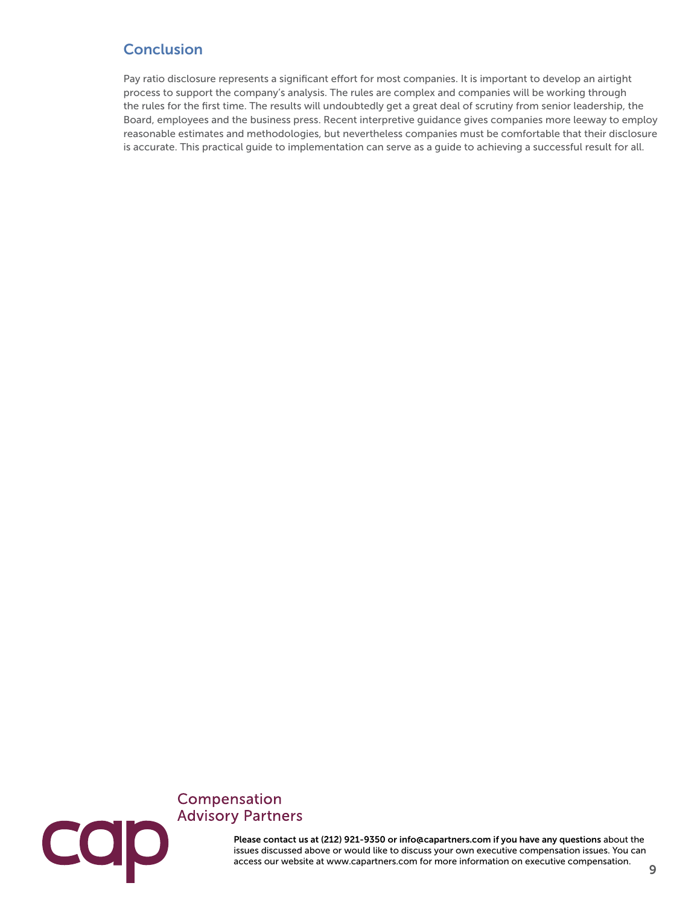## Conclusion

Pay ratio disclosure represents a significant effort for most companies. It is important to develop an airtight process to support the company's analysis. The rules are complex and companies will be working through the rules for the first time. The results will undoubtedly get a great deal of scrutiny from senior leadership, the Board, employees and the business press. Recent interpretive guidance gives companies more leeway to employ reasonable estimates and methodologies, but nevertheless companies must be comfortable that their disclosure is accurate. This practical guide to implementation can serve as a guide to achieving a successful result for all.

cap

Compensation
Advisory Partners

**Please contact us at (212) 921-9350 or info@capartners.com if you have any questions** about the issues discussed above or would like to discuss your own executive compensation issues. You can access our website at www.capartners.com for more information on executive compensation.